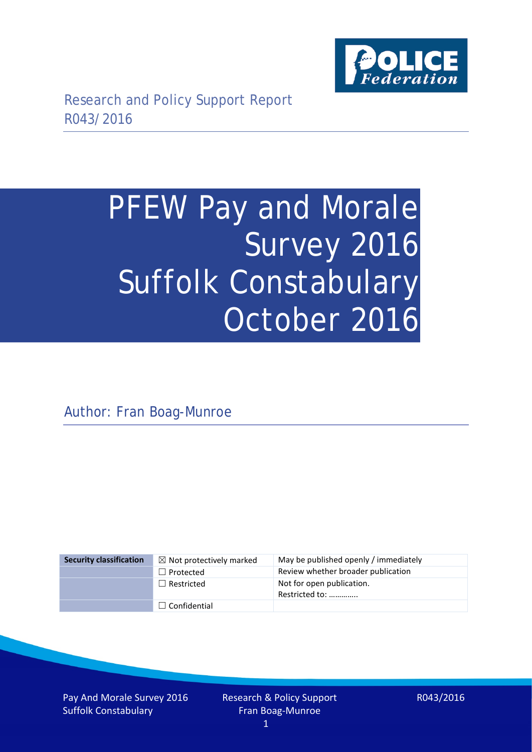Research and Policy Support Report
R043/2016

# PFEW Pay and Morale Survey 2016 Suffolk Constabulary October 2016

Author: Fran Boag-Munroe

| Security classification | ☒ Not protectively marked | May be published openly / immediately |
|---|---|---|
| | ☐ Protected | Review whether broader publication |
| | ☐ Restricted | Not for open publication. Restricted to: ………….. |
| | ☐ Confidential | |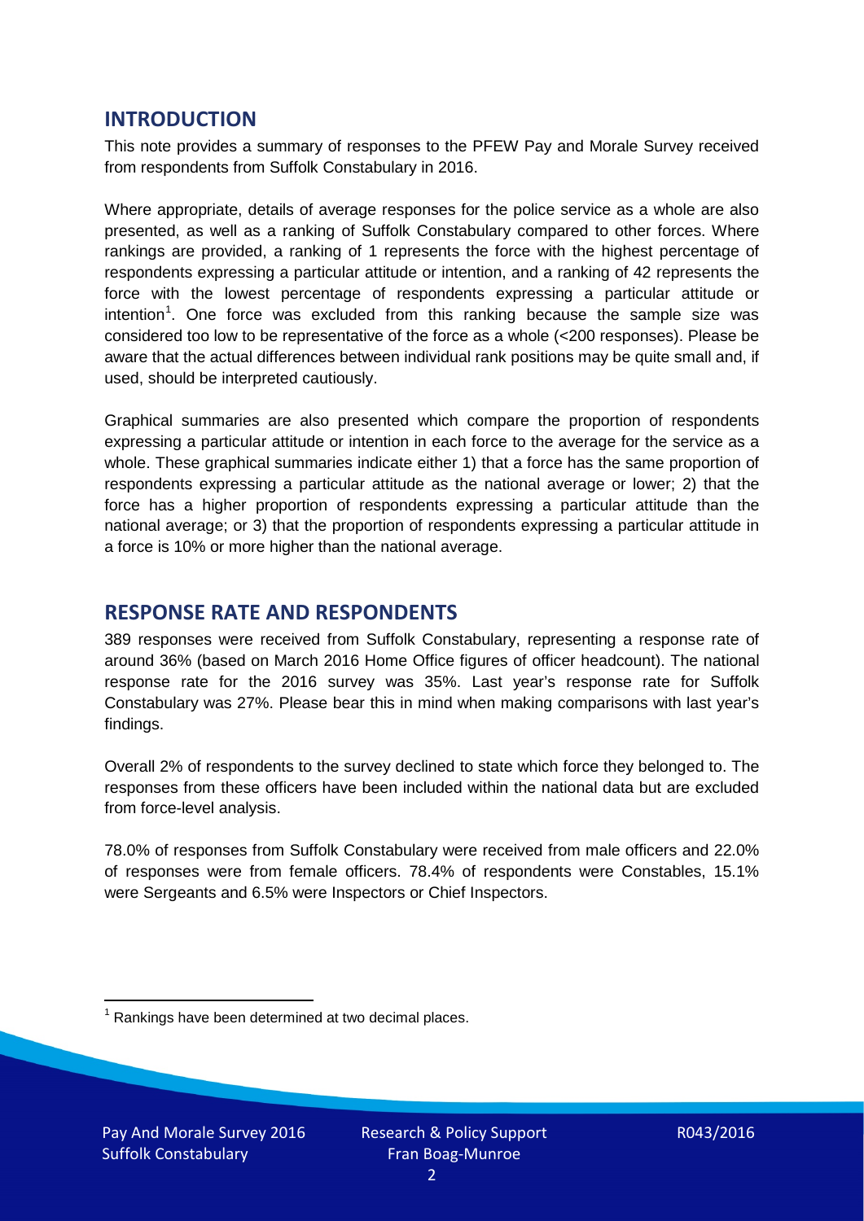## INTRODUCTION

This note provides a summary of responses to the PFEW Pay and Morale Survey received from respondents from Suffolk Constabulary in 2016.

Where appropriate, details of average responses for the police service as a whole are also presented, as well as a ranking of Suffolk Constabulary compared to other forces. Where rankings are provided, a ranking of 1 represents the force with the highest percentage of respondents expressing a particular attitude or intention, and a ranking of 42 represents the force with the lowest percentage of respondents expressing a particular attitude or intention[1]. One force was excluded from this ranking because the sample size was considered too low to be representative of the force as a whole (<200 responses). Please be aware that the actual differences between individual rank positions may be quite small and, if used, should be interpreted cautiously.

Graphical summaries are also presented which compare the proportion of respondents expressing a particular attitude or intention in each force to the average for the service as a whole. These graphical summaries indicate either 1) that a force has the same proportion of respondents expressing a particular attitude as the national average or lower; 2) that the force has a higher proportion of respondents expressing a particular attitude than the national average; or 3) that the proportion of respondents expressing a particular attitude in a force is 10% or more higher than the national average.

## RESPONSE RATE AND RESPONDENTS

389 responses were received from Suffolk Constabulary, representing a response rate of around 36% (based on March 2016 Home Office figures of officer headcount). The national response rate for the 2016 survey was 35%. Last year's response rate for Suffolk Constabulary was 27%. Please bear this in mind when making comparisons with last year's findings.

Overall 2% of respondents to the survey declined to state which force they belonged to. The responses from these officers have been included within the national data but are excluded from force-level analysis.

78.0% of responses from Suffolk Constabulary were received from male officers and 22.0% of responses were from female officers. 78.4% of respondents were Constables, 15.1% were Sergeants and 6.5% were Inspectors or Chief Inspectors.

[1] Rankings have been determined at two decimal places.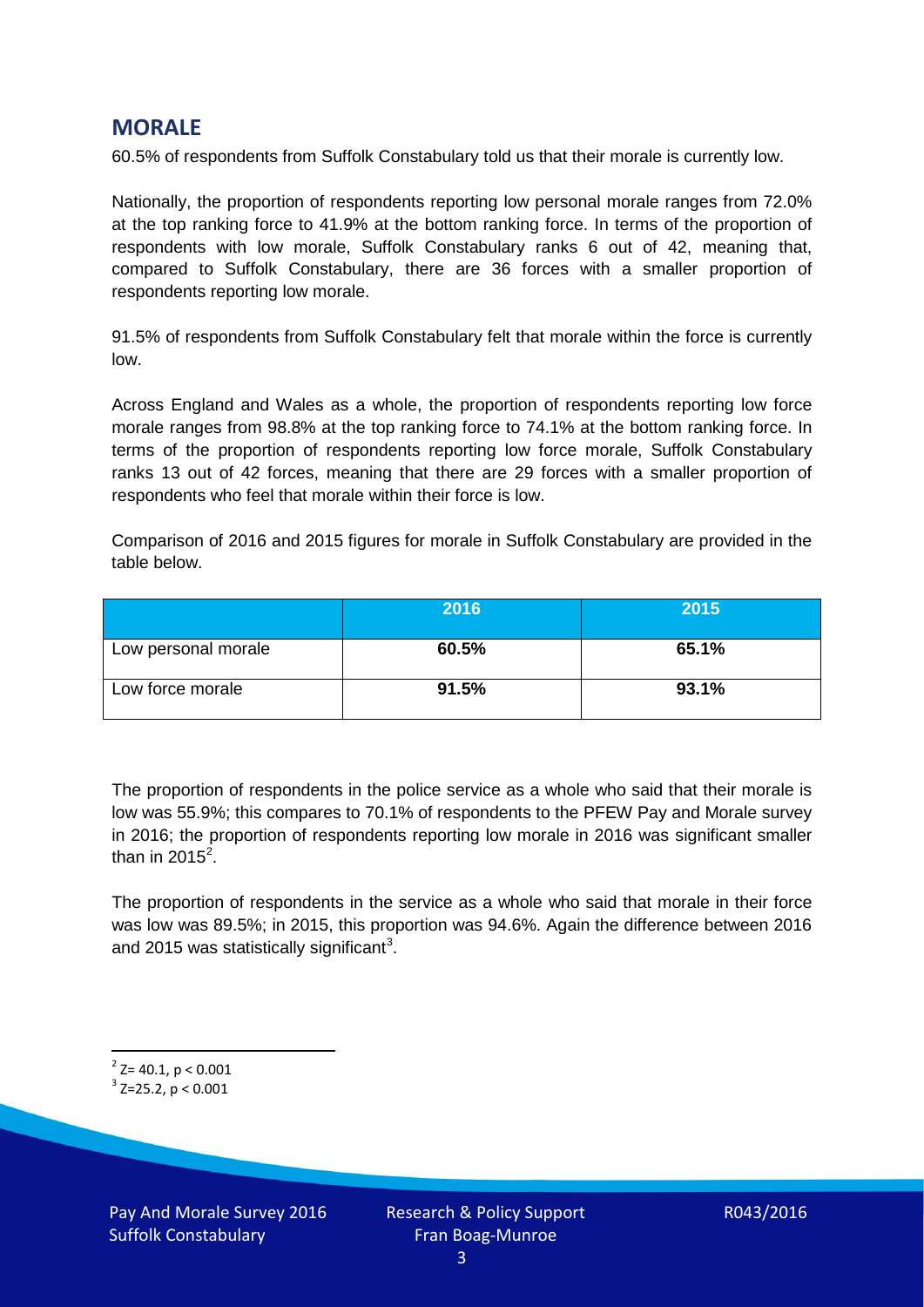## MORALE

60.5% of respondents from Suffolk Constabulary told us that their morale is currently low.

Nationally, the proportion of respondents reporting low personal morale ranges from 72.0% at the top ranking force to 41.9% at the bottom ranking force. In terms of the proportion of respondents with low morale, Suffolk Constabulary ranks 6 out of 42, meaning that, compared to Suffolk Constabulary, there are 36 forces with a smaller proportion of respondents reporting low morale.

91.5% of respondents from Suffolk Constabulary felt that morale within the force is currently low.

Across England and Wales as a whole, the proportion of respondents reporting low force morale ranges from 98.8% at the top ranking force to 74.1% at the bottom ranking force. In terms of the proportion of respondents reporting low force morale, Suffolk Constabulary ranks 13 out of 42 forces, meaning that there are 29 forces with a smaller proportion of respondents who feel that morale within their force is low.

Comparison of 2016 and 2015 figures for morale in Suffolk Constabulary are provided in the table below.

| | 2016 | 2015 |
|---|---|---|
| Low personal morale | **60.5%** | **65.1%** |
| Low force morale | **91.5%** | **93.1%** |

The proportion of respondents in the police service as a whole who said that their morale is low was 55.9%; this compares to 70.1% of respondents to the PFEW Pay and Morale survey in 2016; the proportion of respondents reporting low morale in 2016 was significant smaller than in 2015[2].

The proportion of respondents in the service as a whole who said that morale in their force was low was 89.5%; in 2015, this proportion was 94.6%. Again the difference between 2016 and 2015 was statistically significant[3].

[2] $Z= 40.1, p < 0.001$

[3] $Z=25.2, p < 0.001$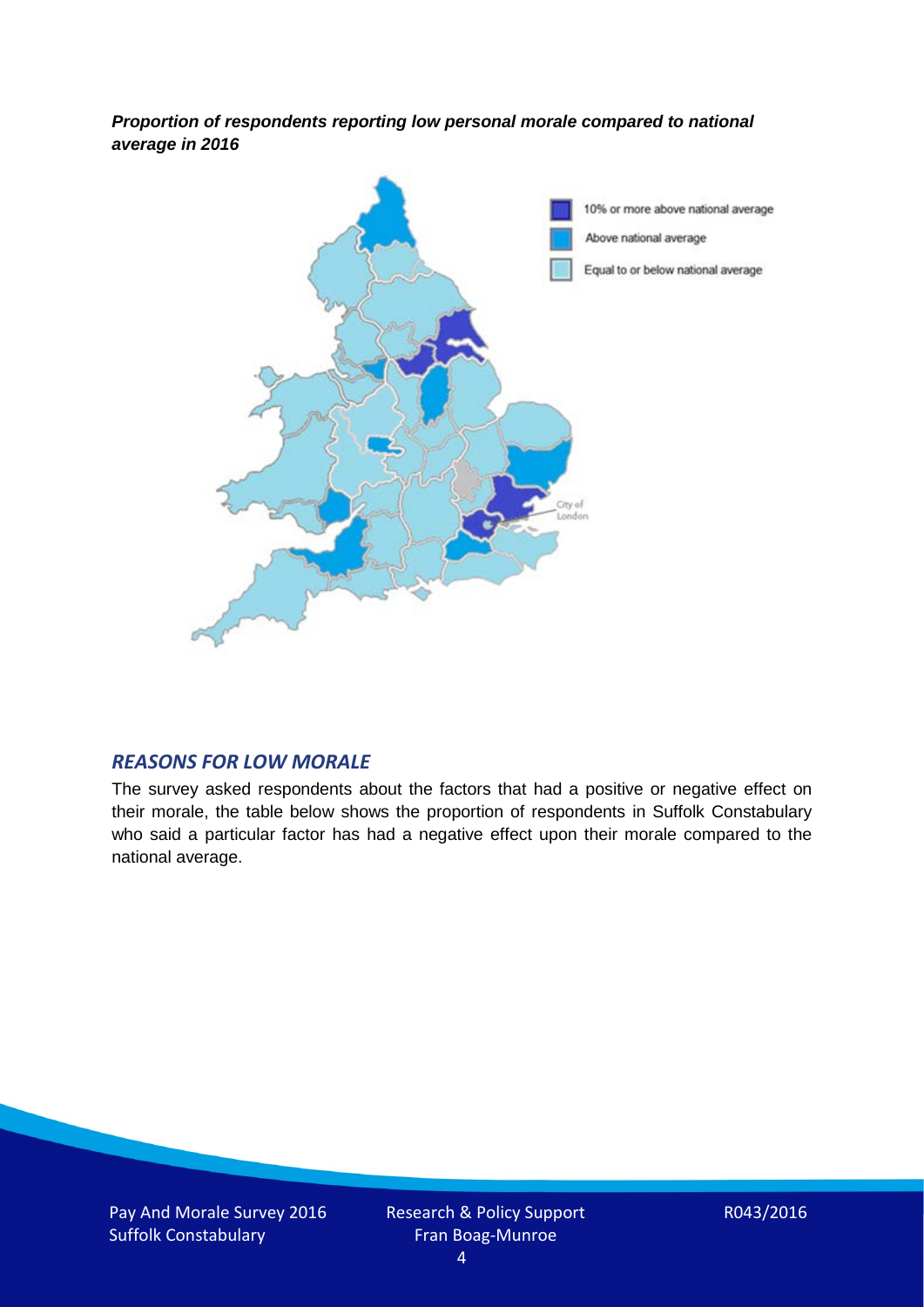***Proportion of respondents reporting low personal morale compared to national average in 2016***

10% or more above national average

Above national average

Equal to or below national average

City of London

## *REASONS FOR LOW MORALE*

The survey asked respondents about the factors that had a positive or negative effect on their morale, the table below shows the proportion of respondents in Suffolk Constabulary who said a particular factor has had a negative effect upon their morale compared to the national average.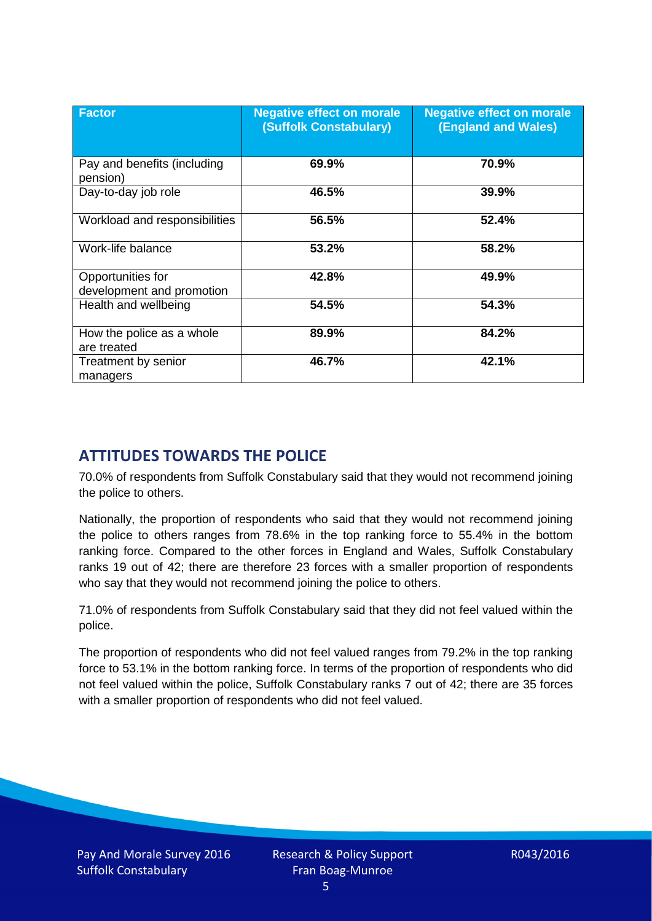| Factor | Negative effect on morale (Suffolk Constabulary) | Negative effect on morale (England and Wales) |
| --- | --- | --- |
| Pay and benefits (including pension) | **69.9%** | **70.9%** |
| Day-to-day job role | **46.5%** | **39.9%** |
| Workload and responsibilities | **56.5%** | **52.4%** |
| Work-life balance | **53.2%** | **58.2%** |
| Opportunities for development and promotion | **42.8%** | **49.9%** |
| Health and wellbeing | **54.5%** | **54.3%** |
| How the police as a whole are treated | **89.9%** | **84.2%** |
| Treatment by senior managers | **46.7%** | **42.1%** |

## ATTITUDES TOWARDS THE POLICE

70.0% of respondents from Suffolk Constabulary said that they would not recommend joining the police to others.

Nationally, the proportion of respondents who said that they would not recommend joining the police to others ranges from 78.6% in the top ranking force to 55.4% in the bottom ranking force. Compared to the other forces in England and Wales, Suffolk Constabulary ranks 19 out of 42; there are therefore 23 forces with a smaller proportion of respondents who say that they would not recommend joining the police to others.

71.0% of respondents from Suffolk Constabulary said that they did not feel valued within the police.

The proportion of respondents who did not feel valued ranges from 79.2% in the top ranking force to 53.1% in the bottom ranking force. In terms of the proportion of respondents who did not feel valued within the police, Suffolk Constabulary ranks 7 out of 42; there are 35 forces with a smaller proportion of respondents who did not feel valued.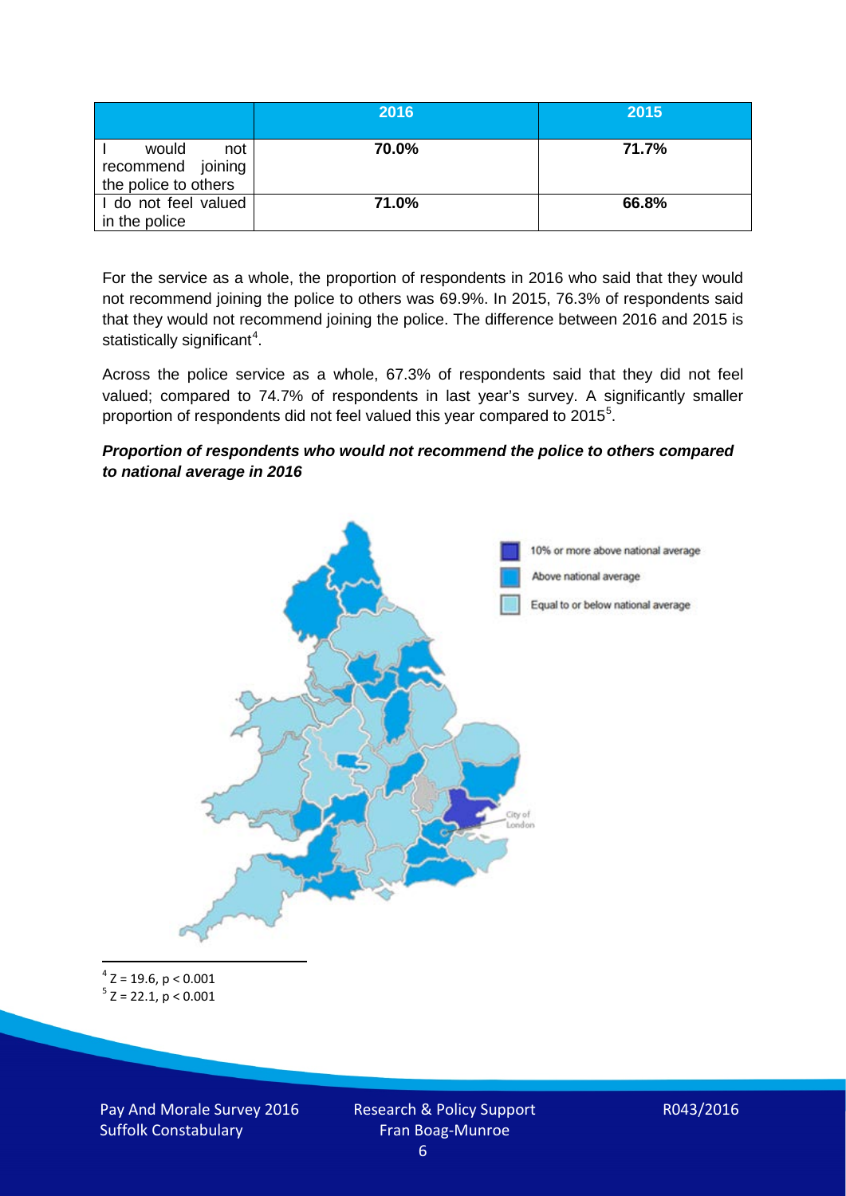| | 2016 | 2015 |
|---|---|---|
| I would not recommend joining the police to others | 70.0% | 71.7% |
| I do not feel valued in the police | 71.0% | 66.8% |

For the service as a whole, the proportion of respondents in 2016 who said that they would not recommend joining the police to others was 69.9%. In 2015, 76.3% of respondents said that they would not recommend joining the police. The difference between 2016 and 2015 is statistically significant[4].

Across the police service as a whole, 67.3% of respondents said that they did not feel valued; compared to 74.7% of respondents in last year's survey. A significantly smaller proportion of respondents did not feel valued this year compared to 2015[5].

***Proportion of respondents who would not recommend the police to others compared to national average in 2016***

10% or more above national average

Above national average

Equal to or below national average

City of London

[4] $Z = 19.6, p < 0.001$

[5] $Z = 22.1, p < 0.001$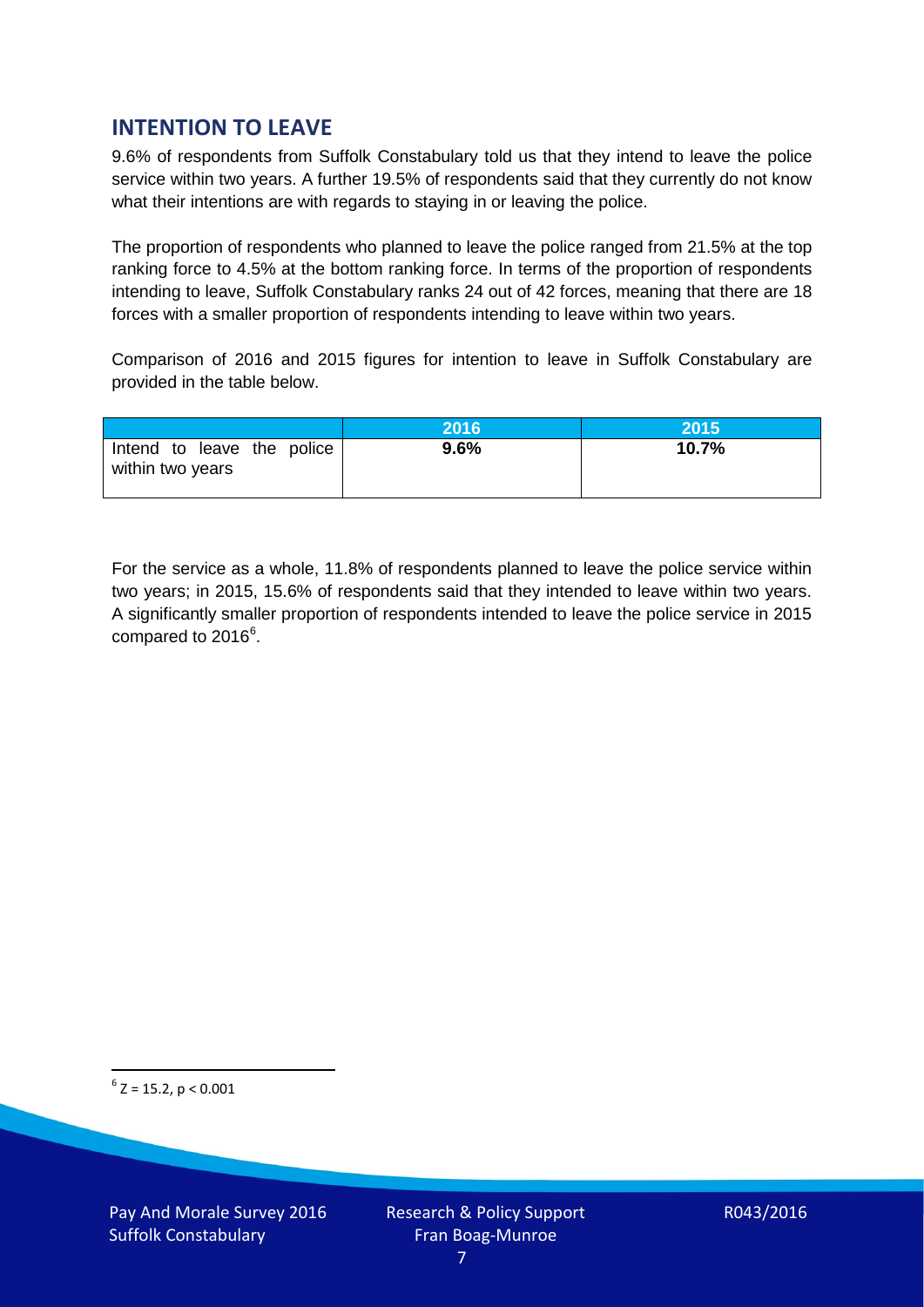## INTENTION TO LEAVE

9.6% of respondents from Suffolk Constabulary told us that they intend to leave the police service within two years. A further 19.5% of respondents said that they currently do not know what their intentions are with regards to staying in or leaving the police.

The proportion of respondents who planned to leave the police ranged from 21.5% at the top ranking force to 4.5% at the bottom ranking force. In terms of the proportion of respondents intending to leave, Suffolk Constabulary ranks 24 out of 42 forces, meaning that there are 18 forces with a smaller proportion of respondents intending to leave within two years.

Comparison of 2016 and 2015 figures for intention to leave in Suffolk Constabulary are provided in the table below.

| | 2016 | 2015 |
|---|---|---|
| Intend to leave the police within two years | **9.6%** | **10.7%** |

For the service as a whole, 11.8% of respondents planned to leave the police service within two years; in 2015, 15.6% of respondents said that they intended to leave within two years. A significantly smaller proportion of respondents intended to leave the police service in 2015 compared to 2016[6].

[6] $Z = 15.2$, $p < 0.001$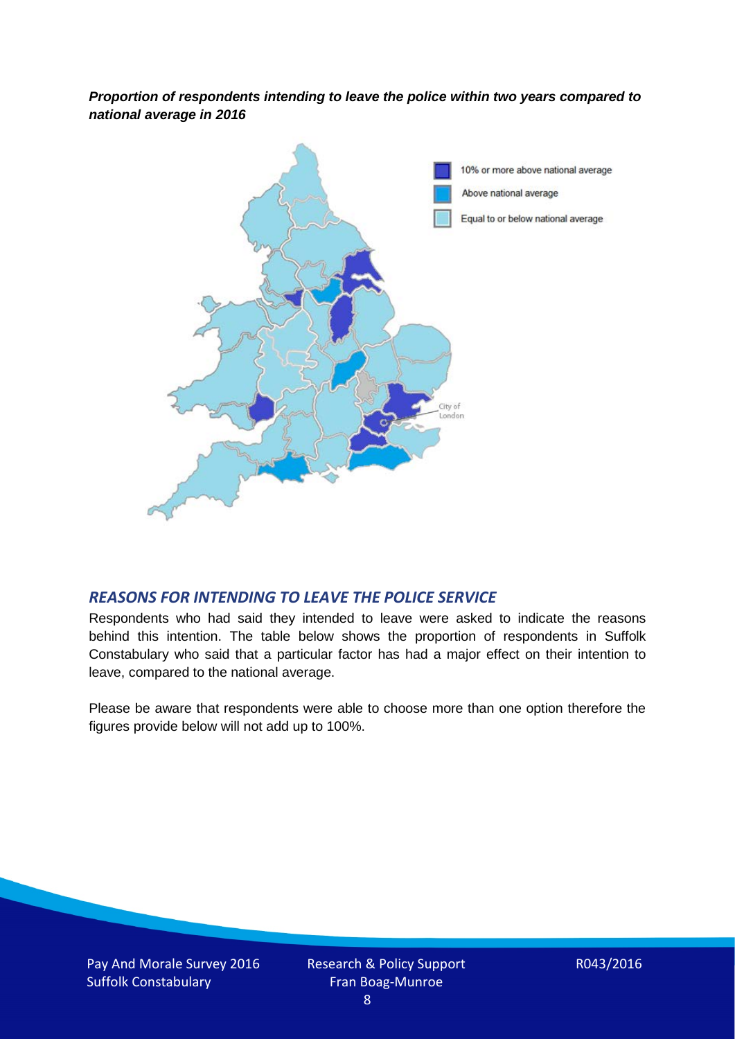***Proportion of respondents intending to leave the police within two years compared to national average in 2016***

10% or more above national average

Above national average

Equal to or below national average

City of London

## *REASONS FOR INTENDING TO LEAVE THE POLICE SERVICE*

Respondents who had said they intended to leave were asked to indicate the reasons behind this intention. The table below shows the proportion of respondents in Suffolk Constabulary who said that a particular factor has had a major effect on their intention to leave, compared to the national average.

Please be aware that respondents were able to choose more than one option therefore the figures provide below will not add up to 100%.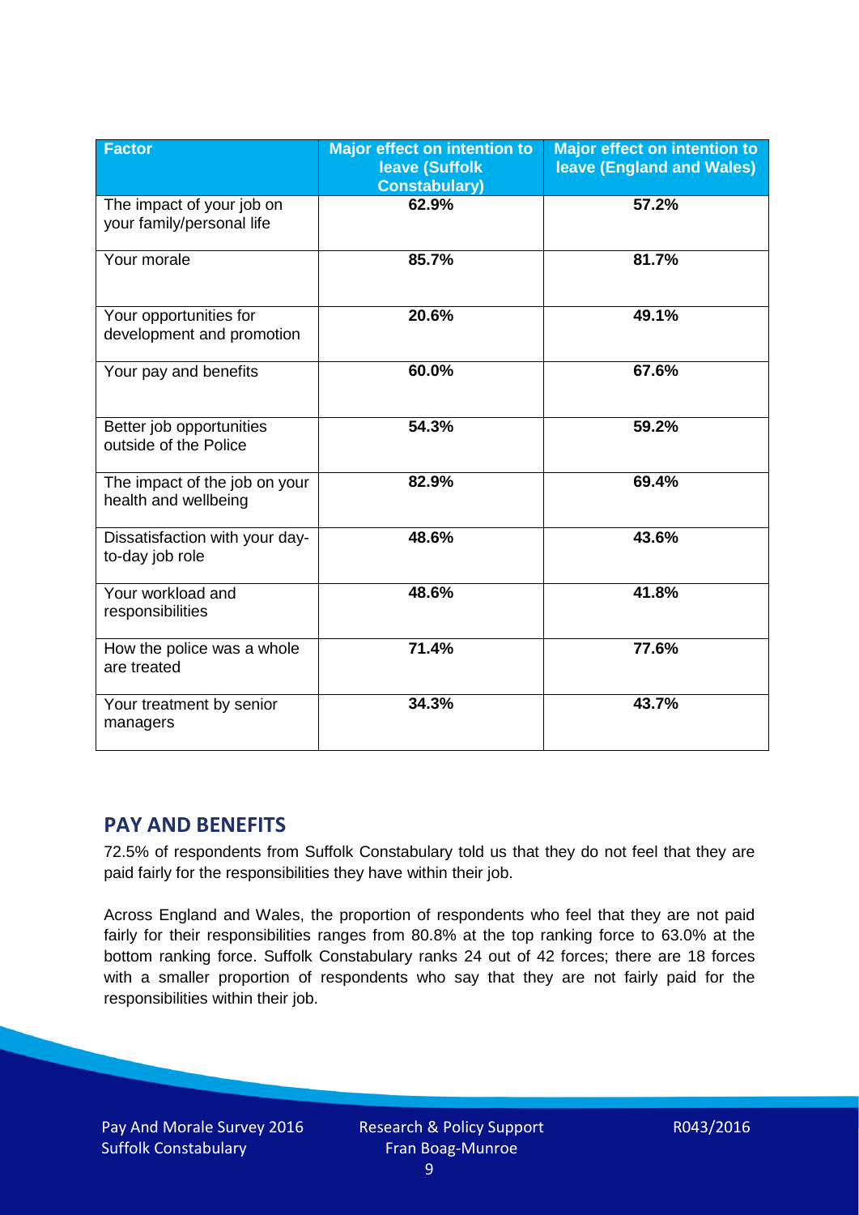| Factor | Major effect on intention to leave (Suffolk Constabulary) | Major effect on intention to leave (England and Wales) |
|---|---|---|
| The impact of your job on your family/personal life | 62.9% | 57.2% |
| Your morale | 85.7% | 81.7% |
| Your opportunities for development and promotion | 20.6% | 49.1% |
| Your pay and benefits | 60.0% | 67.6% |
| Better job opportunities outside of the Police | 54.3% | 59.2% |
| The impact of the job on your health and wellbeing | 82.9% | 69.4% |
| Dissatisfaction with your day-to-day job role | 48.6% | 43.6% |
| Your workload and responsibilities | 48.6% | 41.8% |
| How the police was a whole are treated | 71.4% | 77.6% |
| Your treatment by senior managers | 34.3% | 43.7% |

## PAY AND BENEFITS

72.5% of respondents from Suffolk Constabulary told us that they do not feel that they are paid fairly for the responsibilities they have within their job.

Across England and Wales, the proportion of respondents who feel that they are not paid fairly for their responsibilities ranges from 80.8% at the top ranking force to 63.0% at the bottom ranking force. Suffolk Constabulary ranks 24 out of 42 forces; there are 18 forces with a smaller proportion of respondents who say that they are not fairly paid for the responsibilities within their job.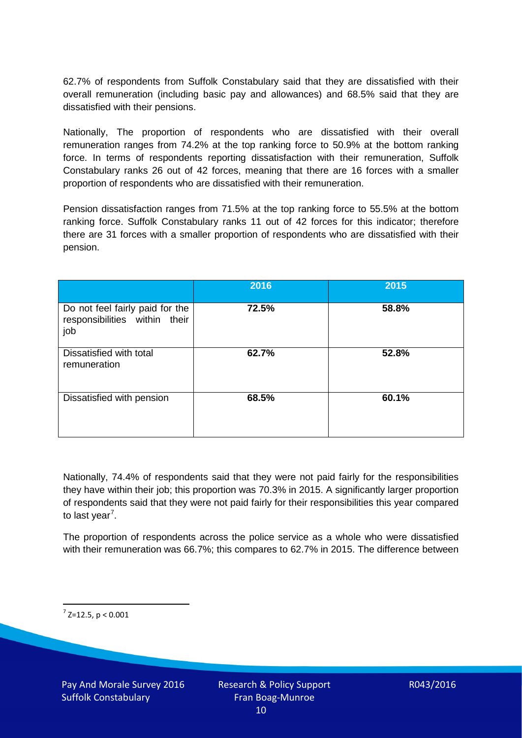62.7% of respondents from Suffolk Constabulary said that they are dissatisfied with their overall remuneration (including basic pay and allowances) and 68.5% said that they are dissatisfied with their pensions.

Nationally, The proportion of respondents who are dissatisfied with their overall remuneration ranges from 74.2% at the top ranking force to 50.9% at the bottom ranking force. In terms of respondents reporting dissatisfaction with their remuneration, Suffolk Constabulary ranks 26 out of 42 forces, meaning that there are 16 forces with a smaller proportion of respondents who are dissatisfied with their remuneration.

Pension dissatisfaction ranges from 71.5% at the top ranking force to 55.5% at the bottom ranking force. Suffolk Constabulary ranks 11 out of 42 forces for this indicator; therefore there are 31 forces with a smaller proportion of respondents who are dissatisfied with their pension.

| | 2016 | 2015 |
|---|---|---|
| Do not feel fairly paid for the responsibilities within their job | **72.5%** | **58.8%** |
| Dissatisfied with total remuneration | **62.7%** | **52.8%** |
| Dissatisfied with pension | **68.5%** | **60.1%** |

Nationally, 74.4% of respondents said that they were not paid fairly for the responsibilities they have within their job; this proportion was 70.3% in 2015. A significantly larger proportion of respondents said that they were not paid fairly for their responsibilities this year compared to last year[7].

The proportion of respondents across the police service as a whole who were dissatisfied with their remuneration was 66.7%; this compares to 62.7% in 2015. The difference between

[7] $Z=12.5$, $p < 0.001$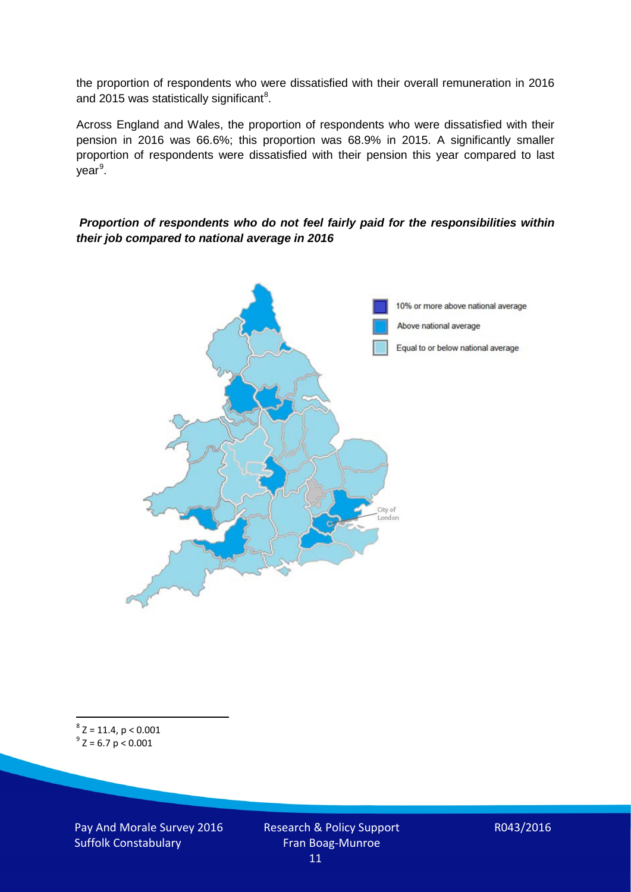the proportion of respondents who were dissatisfied with their overall remuneration in 2016 and 2015 was statistically significant[8].

Across England and Wales, the proportion of respondents who were dissatisfied with their pension in 2016 was 66.6%; this proportion was 68.9% in 2015. A significantly smaller proportion of respondents were dissatisfied with their pension this year compared to last year[9].

***Proportion of respondents who do not feel fairly paid for the responsibilities within their job compared to national average in 2016***

10% or more above national average

Above national average

Equal to or below national average

City of London

[8] $Z = 11.4$, $p < 0.001$

[9] $Z = 6.7$ $p < 0.001$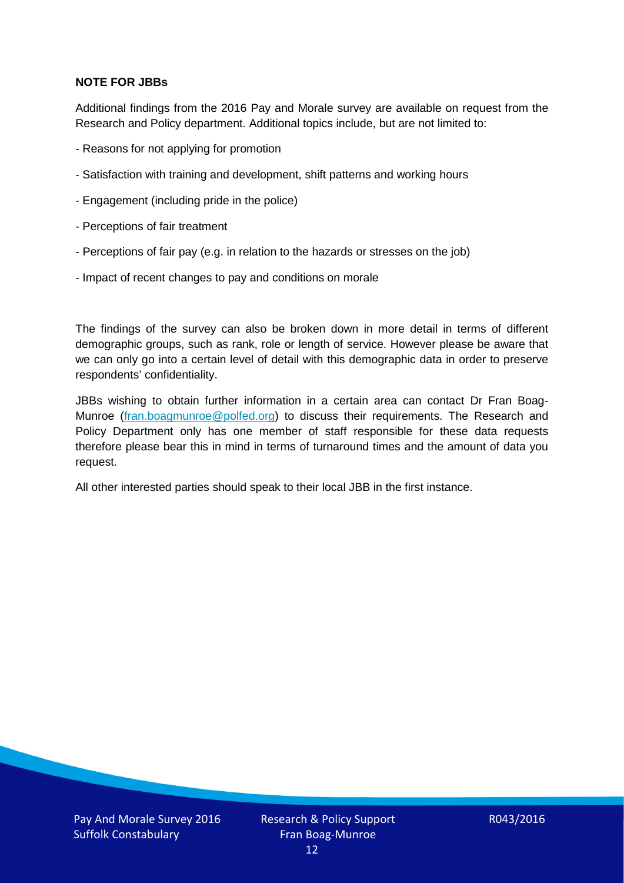**NOTE FOR JBBs**

Additional findings from the 2016 Pay and Morale survey are available on request from the Research and Policy department. Additional topics include, but are not limited to:

- Reasons for not applying for promotion
- Satisfaction with training and development, shift patterns and working hours
- Engagement (including pride in the police)
- Perceptions of fair treatment
- Perceptions of fair pay (e.g. in relation to the hazards or stresses on the job)
- Impact of recent changes to pay and conditions on morale

The findings of the survey can also be broken down in more detail in terms of different demographic groups, such as rank, role or length of service. However please be aware that we can only go into a certain level of detail with this demographic data in order to preserve respondents' confidentiality.

JBBs wishing to obtain further information in a certain area can contact Dr Fran Boag-Munroe (fran.boagmunroe@polfed.org) to discuss their requirements. The Research and Policy Department only has one member of staff responsible for these data requests therefore please bear this in mind in terms of turnaround times and the amount of data you request.

All other interested parties should speak to their local JBB in the first instance.